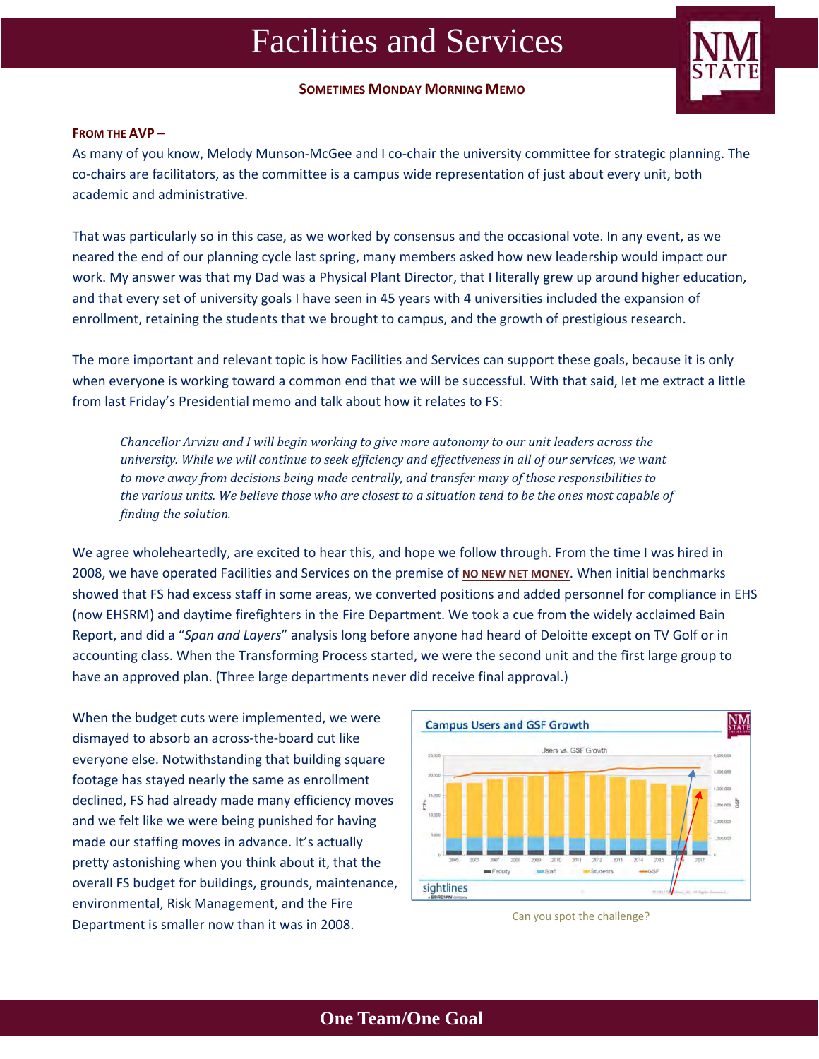# Facilities and Services

**Sometimes Monday Morning Memo**

**From the AVP –**

As many of you know, Melody Munson-McGee and I co-chair the university committee for strategic planning. The co-chairs are facilitators, as the committee is a campus wide representation of just about every unit, both academic and administrative.

That was particularly so in this case, as we worked by consensus and the occasional vote. In any event, as we neared the end of our planning cycle last spring, many members asked how new leadership would impact our work. My answer was that my Dad was a Physical Plant Director, that I literally grew up around higher education, and that every set of university goals I have seen in 45 years with 4 universities included the expansion of enrollment, retaining the students that we brought to campus, and the growth of prestigious research.

The more important and relevant topic is how Facilities and Services can support these goals, because it is only when everyone is working toward a common end that we will be successful. With that said, let me extract a little from last Friday's Presidential memo and talk about how it relates to FS:

> *Chancellor Arvizu and I will begin working to give more autonomy to our unit leaders across the university. While we will continue to seek efficiency and effectiveness in all of our services, we want to move away from decisions being made centrally, and transfer many of those responsibilities to the various units. We believe those who are closest to a situation tend to be the ones most capable of finding the solution.*

We agree wholeheartedly, are excited to hear this, and hope we follow through. From the time I was hired in 2008, we have operated Facilities and Services on the premise of **NO NEW NET MONEY**. When initial benchmarks showed that FS had excess staff in some areas, we converted positions and added personnel for compliance in EHS (now EHSRM) and daytime firefighters in the Fire Department. We took a cue from the widely acclaimed Bain Report, and did a "*Span and Layers*" analysis long before anyone had heard of Deloitte except on TV Golf or in accounting class. When the Transforming Process started, we were the second unit and the first large group to have an approved plan. (Three large departments never did receive final approval.)

When the budget cuts were implemented, we were dismayed to absorb an across-the-board cut like everyone else. Notwithstanding that building square footage has stayed nearly the same as enrollment declined, FS had already made many efficiency moves and we felt like we were being punished for having made our staffing moves in advance. It's actually pretty astonishing when you think about it, that the overall FS budget for buildings, grounds, maintenance, environmental, Risk Management, and the Fire Department is smaller now than it was in 2008.

Can you spot the challenge?

**One Team/One Goal**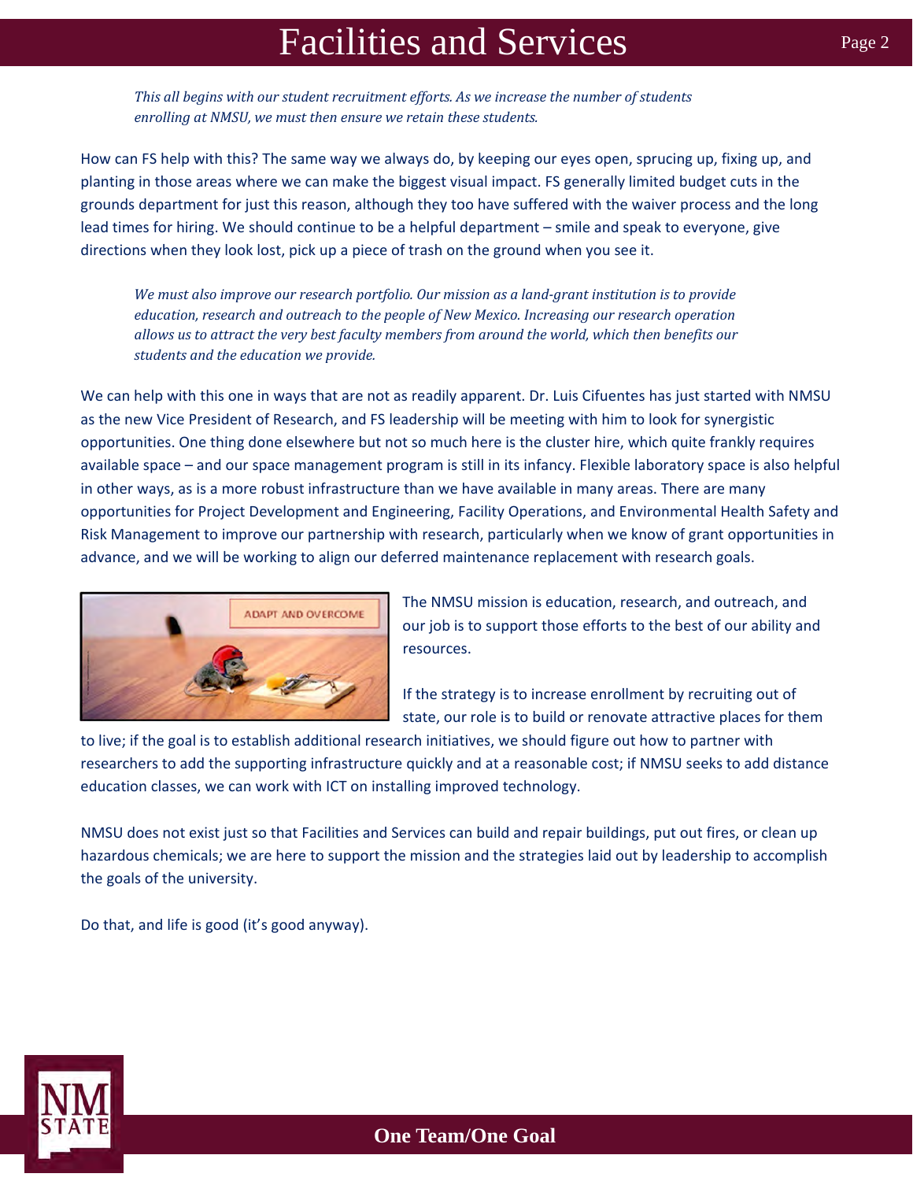*This all begins with our student recruitment efforts. As we increase the number of students enrolling at NMSU, we must then ensure we retain these students.*

How can FS help with this? The same way we always do, by keeping our eyes open, sprucing up, fixing up, and planting in those areas where we can make the biggest visual impact. FS generally limited budget cuts in the grounds department for just this reason, although they too have suffered with the waiver process and the long lead times for hiring. We should continue to be a helpful department – smile and speak to everyone, give directions when they look lost, pick up a piece of trash on the ground when you see it.

*We must also improve our research portfolio. Our mission as a land-grant institution is to provide education, research and outreach to the people of New Mexico. Increasing our research operation allows us to attract the very best faculty members from around the world, which then benefits our students and the education we provide.*

We can help with this one in ways that are not as readily apparent. Dr. Luis Cifuentes has just started with NMSU as the new Vice President of Research, and FS leadership will be meeting with him to look for synergistic opportunities. One thing done elsewhere but not so much here is the cluster hire, which quite frankly requires available space – and our space management program is still in its infancy. Flexible laboratory space is also helpful in other ways, as is a more robust infrastructure than we have available in many areas. There are many opportunities for Project Development and Engineering, Facility Operations, and Environmental Health Safety and Risk Management to improve our partnership with research, particularly when we know of grant opportunities in advance, and we will be working to align our deferred maintenance replacement with research goals.

The NMSU mission is education, research, and outreach, and our job is to support those efforts to the best of our ability and resources.

If the strategy is to increase enrollment by recruiting out of state, our role is to build or renovate attractive places for them to live; if the goal is to establish additional research initiatives, we should figure out how to partner with researchers to add the supporting infrastructure quickly and at a reasonable cost; if NMSU seeks to add distance education classes, we can work with ICT on installing improved technology.

NMSU does not exist just so that Facilities and Services can build and repair buildings, put out fires, or clean up hazardous chemicals; we are here to support the mission and the strategies laid out by leadership to accomplish the goals of the university.

Do that, and life is good (it's good anyway).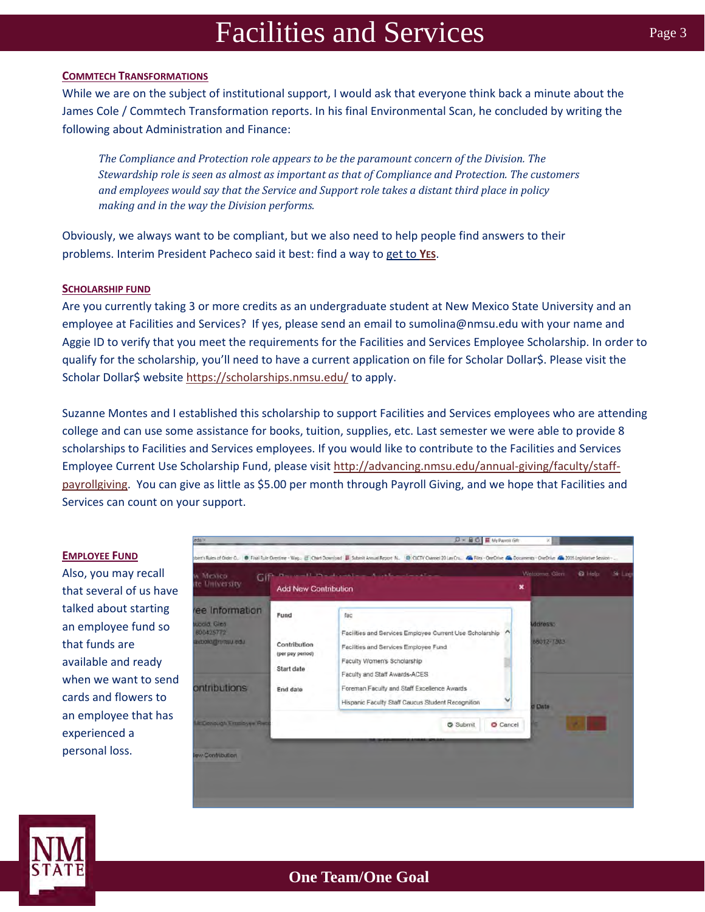## Commtech Transformations

While we are on the subject of institutional support, I would ask that everyone think back a minute about the James Cole / Commtech Transformation reports. In his final Environmental Scan, he concluded by writing the following about Administration and Finance:

> *The Compliance and Protection role appears to be the paramount concern of the Division. The Stewardship role is seen as almost as important as that of Compliance and Protection. The customers and employees would say that the Service and Support role takes a distant third place in policy making and in the way the Division performs.*

Obviously, we always want to be compliant, but we also need to help people find answers to their problems. Interim President Pacheco said it best: find a way to get to **Yes**.

## Scholarship Fund

Are you currently taking 3 or more credits as an undergraduate student at New Mexico State University and an employee at Facilities and Services? If yes, please send an email to sumolina@nmsu.edu with your name and Aggie ID to verify that you meet the requirements for the Facilities and Services Employee Scholarship. In order to qualify for the scholarship, you'll need to have a current application on file for Scholar Dollar$. Please visit the Scholar Dollar$ website https://scholarships.nmsu.edu/ to apply.

Suzanne Montes and I established this scholarship to support Facilities and Services employees who are attending college and can use some assistance for books, tuition, supplies, etc. Last semester we were able to provide 8 scholarships to Facilities and Services employees. If you would like to contribute to the Facilities and Services Employee Current Use Scholarship Fund, please visit http://advancing.nmsu.edu/annual-giving/faculty/staff-payrollgiving. You can give as little as $5.00 per month through Payroll Giving, and we hope that Facilities and Services can count on your support.

## Employee Fund

Also, you may recall that several of us have talked about starting an employee fund so that funds are available and ready when we want to send cards and flowers to an employee that has experienced a personal loss.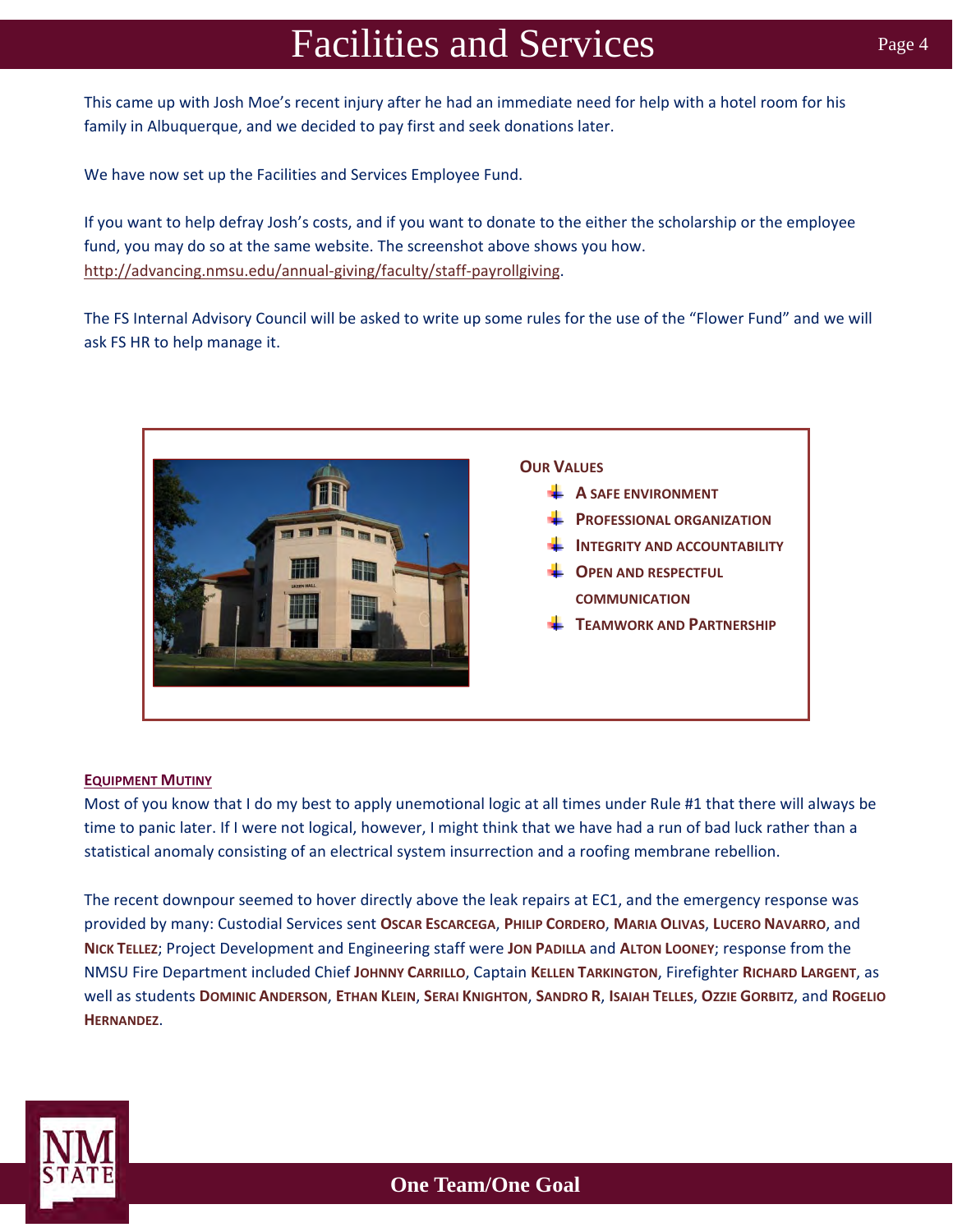This came up with Josh Moe's recent injury after he had an immediate need for help with a hotel room for his family in Albuquerque, and we decided to pay first and seek donations later.

We have now set up the Facilities and Services Employee Fund.

If you want to help defray Josh's costs, and if you want to donate to the either the scholarship or the employee fund, you may do so at the same website. The screenshot above shows you how. http://advancing.nmsu.edu/annual-giving/faculty/staff-payrollgiving.

The FS Internal Advisory Council will be asked to write up some rules for the use of the "Flower Fund" and we will ask FS HR to help manage it.

**OUR VALUES**

- **A SAFE ENVIRONMENT**
- **PROFESSIONAL ORGANIZATION**
- **INTEGRITY AND ACCOUNTABILITY**
- **OPEN AND RESPECTFUL COMMUNICATION**
- **TEAMWORK AND PARTNERSHIP**

**EQUIPMENT MUTINY**

Most of you know that I do my best to apply unemotional logic at all times under Rule #1 that there will always be time to panic later. If I were not logical, however, I might think that we have had a run of bad luck rather than a statistical anomaly consisting of an electrical system insurrection and a roofing membrane rebellion.

The recent downpour seemed to hover directly above the leak repairs at EC1, and the emergency response was provided by many: Custodial Services sent **Oscar Escarcega**, **Philip Cordero**, **Maria Olivas**, **Lucero Navarro**, and **Nick Tellez**; Project Development and Engineering staff were **Jon Padilla** and **Alton Looney**; response from the NMSU Fire Department included Chief **Johnny Carrillo**, Captain **Kellen Tarkington**, Firefighter **Richard Largent**, as well as students **Dominic Anderson**, **Ethan Klein**, **Serai Knighton**, **Sandro R**, **Isaiah Telles**, **Ozzie Gorbitz**, and **Rogelio Hernandez**.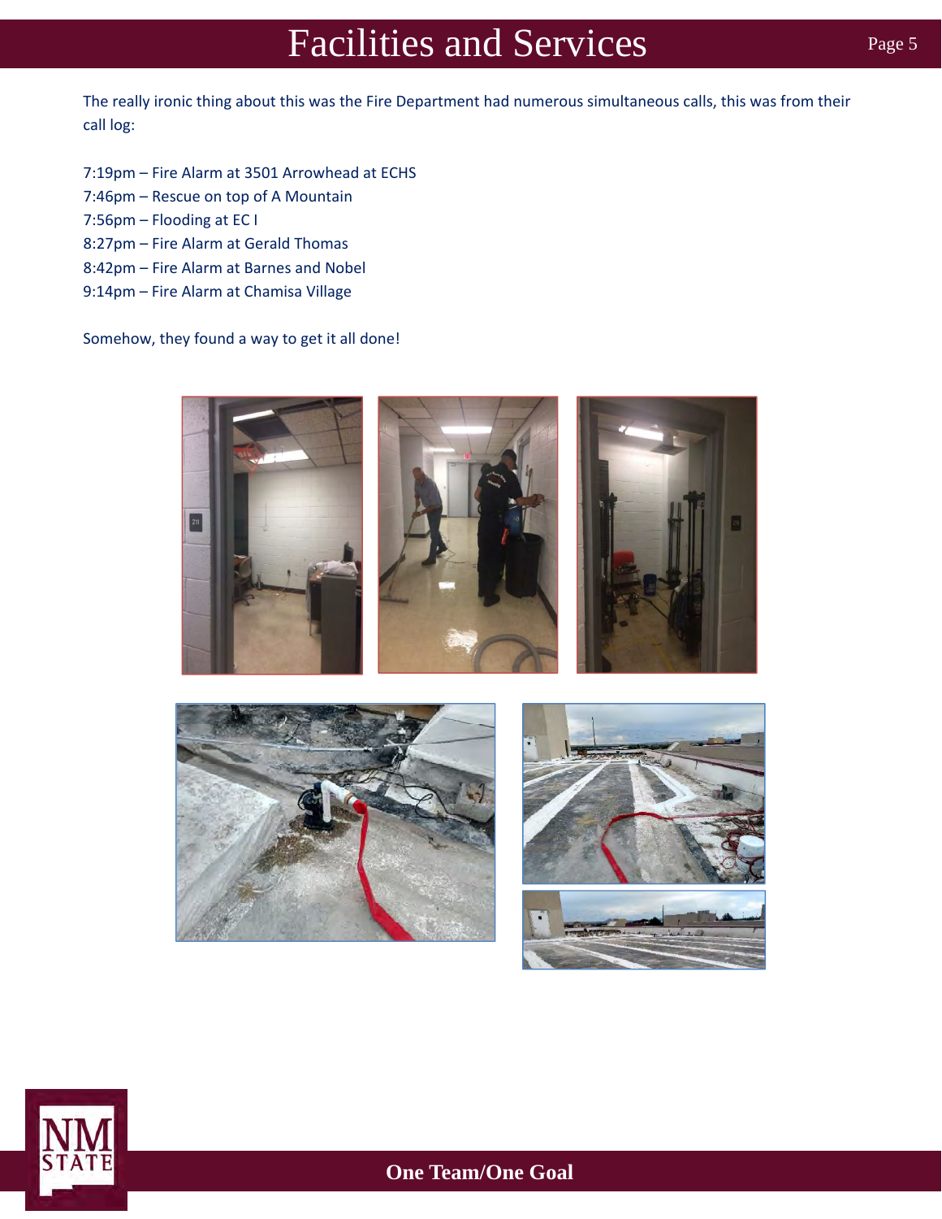The really ironic thing about this was the Fire Department had numerous simultaneous calls, this was from their call log:

7:19pm – Fire Alarm at 3501 Arrowhead at ECHS
7:46pm – Rescue on top of A Mountain
7:56pm – Flooding at EC I
8:27pm – Fire Alarm at Gerald Thomas
8:42pm – Fire Alarm at Barnes and Nobel
9:14pm – Fire Alarm at Chamisa Village

Somehow, they found a way to get it all done!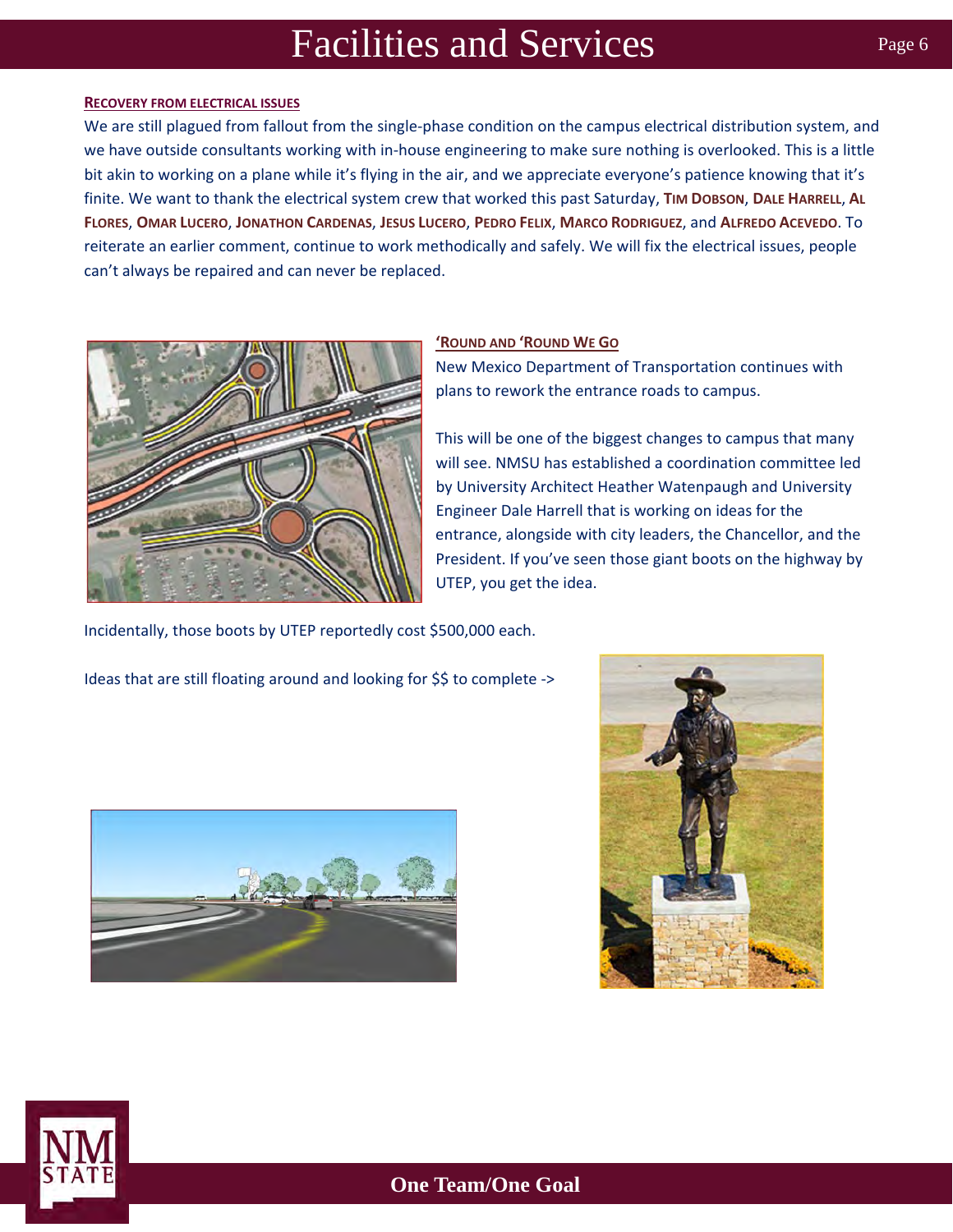## Recovery from Electrical Issues

We are still plagued from fallout from the single-phase condition on the campus electrical distribution system, and we have outside consultants working with in-house engineering to make sure nothing is overlooked. This is a little bit akin to working on a plane while it's flying in the air, and we appreciate everyone's patience knowing that it's finite. We want to thank the electrical system crew that worked this past Saturday, **Tim Dobson**, **Dale Harrell**, **Al Flores**, **Omar Lucero**, **Jonathon Cardenas**, **Jesus Lucero**, **Pedro Felix**, **Marco Rodriguez**, and **Alfredo Acevedo**. To reiterate an earlier comment, continue to work methodically and safely. We will fix the electrical issues, people can't always be repaired and can never be replaced.

## 'Round and 'Round We Go

New Mexico Department of Transportation continues with plans to rework the entrance roads to campus.

This will be one of the biggest changes to campus that many will see. NMSU has established a coordination committee led by University Architect Heather Watenpaugh and University Engineer Dale Harrell that is working on ideas for the entrance, alongside with city leaders, the Chancellor, and the President. If you've seen those giant boots on the highway by UTEP, you get the idea.

Incidentally, those boots by UTEP reportedly cost $500,000 each.

Ideas that are still floating around and looking for $$ to complete ->

**One Team/One Goal**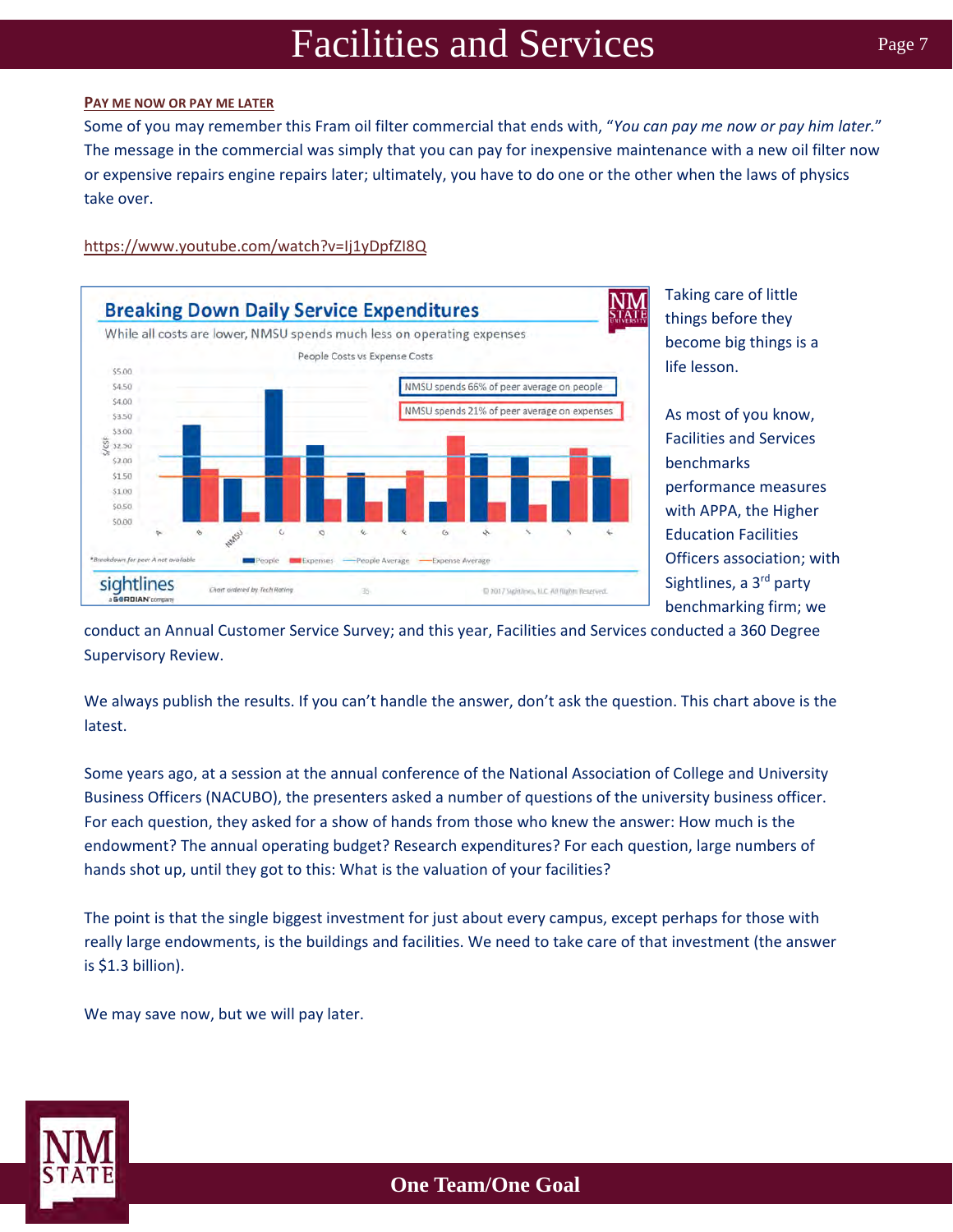#### PAY ME NOW OR PAY ME LATER

Some of you may remember this Fram oil filter commercial that ends with, "*You can pay me now or pay him later.*" The message in the commercial was simply that you can pay for inexpensive maintenance with a new oil filter now or expensive repairs engine repairs later; ultimately, you have to do one or the other when the laws of physics take over.

https://www.youtube.com/watch?v=Ij1yDpfZI8Q

**Breaking Down Daily Service Expenditures**

While all costs are lower, NMSU spends much less on operating expenses

People Costs vs Expense Costs

NMSU spends 66% of peer average on people

NMSU spends 21% of peer average on expenses

*Breakdown for peer A not available

Chart ordered by Tech Rating

© 2017 Sightlines, LLC All Rights Reserved.

Taking care of little things before they become big things is a life lesson.

As most of you know, Facilities and Services benchmarks performance measures with APPA, the Higher Education Facilities Officers association; with Sightlines, a 3rd party benchmarking firm; we conduct an Annual Customer Service Survey; and this year, Facilities and Services conducted a 360 Degree Supervisory Review.

We always publish the results. If you can't handle the answer, don't ask the question. This chart above is the latest.

Some years ago, at a session at the annual conference of the National Association of College and University Business Officers (NACUBO), the presenters asked a number of questions of the university business officer. For each question, they asked for a show of hands from those who knew the answer: How much is the endowment? The annual operating budget? Research expenditures? For each question, large numbers of hands shot up, until they got to this: What is the valuation of your facilities?

The point is that the single biggest investment for just about every campus, except perhaps for those with really large endowments, is the buildings and facilities. We need to take care of that investment (the answer is $1.3 billion).

We may save now, but we will pay later.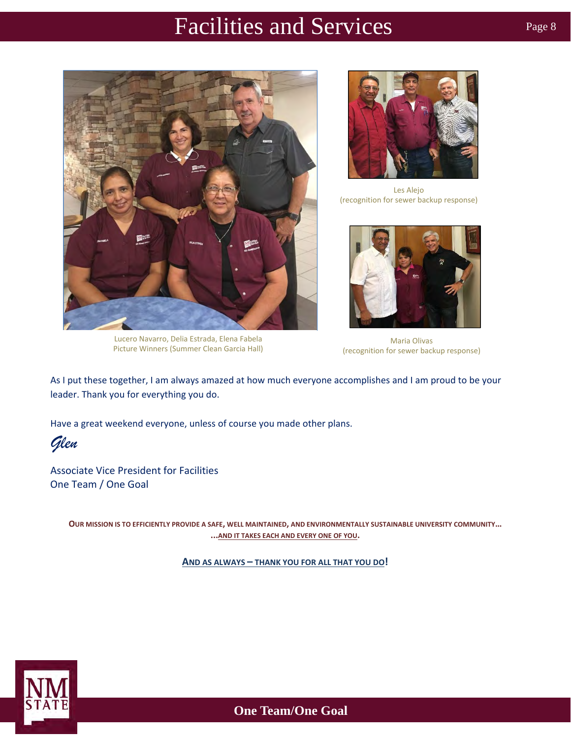Lucero Navarro, Delia Estrada, Elena Fabela
Picture Winners (Summer Clean Garcia Hall)

Les Alejo
(recognition for sewer backup response)

Maria Olivas
(recognition for sewer backup response)

As I put these together, I am always amazed at how much everyone accomplishes and I am proud to be your leader. Thank you for everything you do.

Have a great weekend everyone, unless of course you made other plans.

*Glen*

Associate Vice President for Facilities
One Team / One Goal

**OUR MISSION IS TO EFFICIENTLY PROVIDE A SAFE, WELL MAINTAINED, AND ENVIRONMENTALLY SUSTAINABLE UNIVERSITY COMMUNITY…**
**…AND IT TAKES EACH AND EVERY ONE OF YOU.**

**AND AS ALWAYS – THANK YOU FOR ALL THAT YOU DO!**